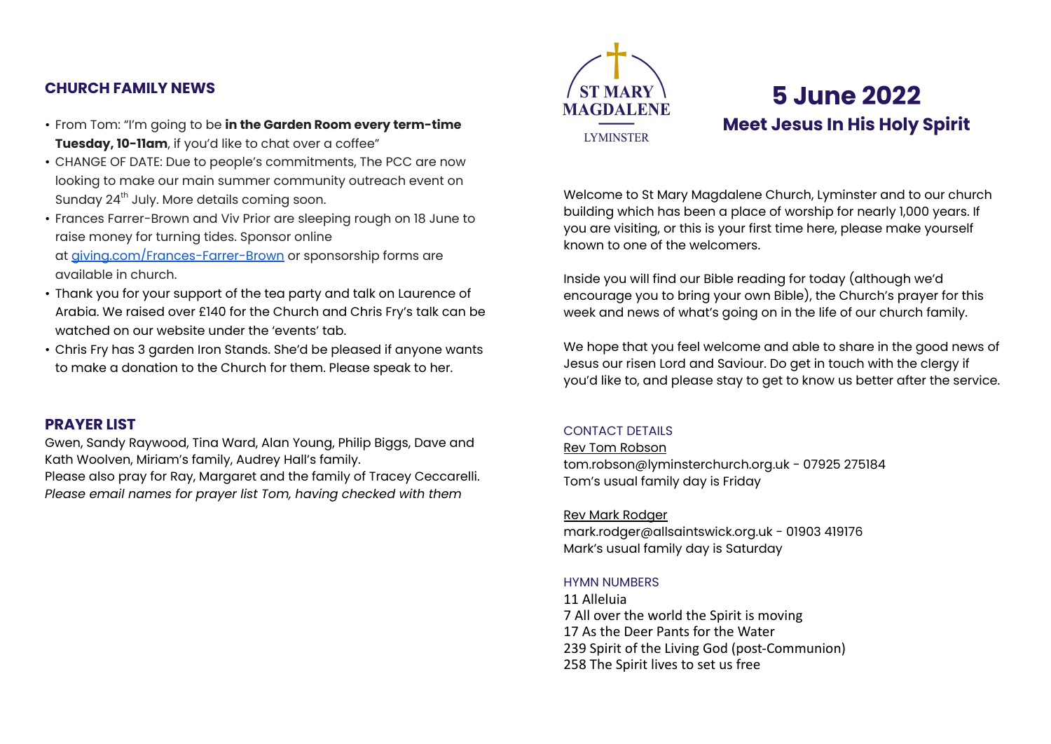## CHURCH FAMILY NEWS

- From Tom: "I'm going to be **in the Garden Room every term-time Tuesday, 10-11am**, if you'd like to chat over a coffee"
- CHANGE OF DATE: Due to people's commitments, The PCC are now looking to make our main summer community outreach event on Sunday 24th July. More details coming soon.
- Frances Farrer-Brown and Viv Prior are sleeping rough on 18 June to raise money for turning tides. Sponsor online at giving.com/Frances-Farrer-Brown or sponsorship forms are available in church.
- Thank you for your support of the tea party and talk on Laurence of Arabia. We raised over £140 for the Church and Chris Fry's talk can be watched on our website under the 'events' tab.
- Chris Fry has 3 garden Iron Stands. She'd be pleased if anyone wants to make a donation to the Church for them. Please speak to her.

## PRAYER LIST

Gwen, Sandy Raywood, Tina Ward, Alan Young, Philip Biggs, Dave and Kath Woolven, Miriam's family, Audrey Hall's family.
Please also pray for Ray, Margaret and the family of Tracey Ceccarelli.
*Please email names for prayer list Tom, having checked with them*

ST MARY MAGDALENE
LYMINSTER

# 5 June 2022

## Meet Jesus In His Holy Spirit

Welcome to St Mary Magdalene Church, Lyminster and to our church building which has been a place of worship for nearly 1,000 years. If you are visiting, or this is your first time here, please make yourself known to one of the welcomers.

Inside you will find our Bible reading for today (although we'd encourage you to bring your own Bible), the Church's prayer for this week and news of what's going on in the life of our church family.

We hope that you feel welcome and able to share in the good news of Jesus our risen Lord and Saviour. Do get in touch with the clergy if you'd like to, and please stay to get to know us better after the service.

### CONTACT DETAILS

Rev Tom Robson
tom.robson@lyminsterchurch.org.uk - 07925 275184
Tom's usual family day is Friday

Rev Mark Rodger
mark.rodger@allsaintswick.org.uk - 01903 419176
Mark's usual family day is Saturday

### HYMN NUMBERS

11 Alleluia
7 All over the world the Spirit is moving
17 As the Deer Pants for the Water
239 Spirit of the Living God (post-Communion)
258 The Spirit lives to set us free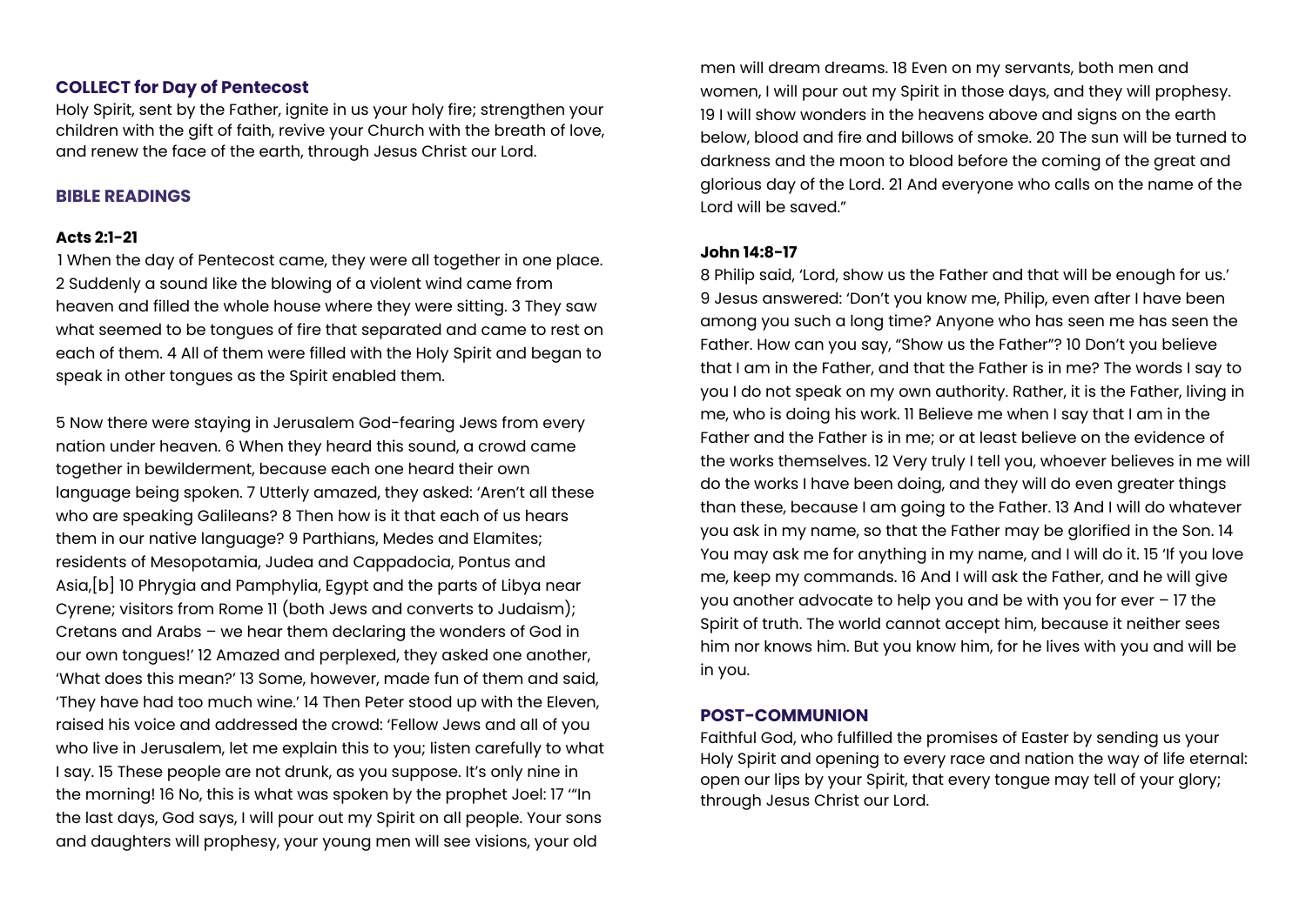### COLLECT for Day of Pentecost

Holy Spirit, sent by the Father, ignite in us your holy fire; strengthen your children with the gift of faith, revive your Church with the breath of love, and renew the face of the earth, through Jesus Christ our Lord.

### BIBLE READINGS

**Acts 2:1-21**

1 When the day of Pentecost came, they were all together in one place. 2 Suddenly a sound like the blowing of a violent wind came from heaven and filled the whole house where they were sitting. 3 They saw what seemed to be tongues of fire that separated and came to rest on each of them. 4 All of them were filled with the Holy Spirit and began to speak in other tongues as the Spirit enabled them.

5 Now there were staying in Jerusalem God-fearing Jews from every nation under heaven. 6 When they heard this sound, a crowd came together in bewilderment, because each one heard their own language being spoken. 7 Utterly amazed, they asked: 'Aren't all these who are speaking Galileans? 8 Then how is it that each of us hears them in our native language? 9 Parthians, Medes and Elamites; residents of Mesopotamia, Judea and Cappadocia, Pontus and Asia,[b] 10 Phrygia and Pamphylia, Egypt and the parts of Libya near Cyrene; visitors from Rome 11 (both Jews and converts to Judaism); Cretans and Arabs – we hear them declaring the wonders of God in our own tongues!' 12 Amazed and perplexed, they asked one another, 'What does this mean?' 13 Some, however, made fun of them and said, 'They have had too much wine.' 14 Then Peter stood up with the Eleven, raised his voice and addressed the crowd: 'Fellow Jews and all of you who live in Jerusalem, let me explain this to you; listen carefully to what I say. 15 These people are not drunk, as you suppose. It's only nine in the morning! 16 No, this is what was spoken by the prophet Joel: 17 '"In the last days, God says, I will pour out my Spirit on all people. Your sons and daughters will prophesy, your young men will see visions, your old men will dream dreams. 18 Even on my servants, both men and women, I will pour out my Spirit in those days, and they will prophesy. 19 I will show wonders in the heavens above and signs on the earth below, blood and fire and billows of smoke. 20 The sun will be turned to darkness and the moon to blood before the coming of the great and glorious day of the Lord. 21 And everyone who calls on the name of the Lord will be saved."

**John 14:8-17**

8 Philip said, 'Lord, show us the Father and that will be enough for us.' 9 Jesus answered: 'Don't you know me, Philip, even after I have been among you such a long time? Anyone who has seen me has seen the Father. How can you say, "Show us the Father"? 10 Don't you believe that I am in the Father, and that the Father is in me? The words I say to you I do not speak on my own authority. Rather, it is the Father, living in me, who is doing his work. 11 Believe me when I say that I am in the Father and the Father is in me; or at least believe on the evidence of the works themselves. 12 Very truly I tell you, whoever believes in me will do the works I have been doing, and they will do even greater things than these, because I am going to the Father. 13 And I will do whatever you ask in my name, so that the Father may be glorified in the Son. 14 You may ask me for anything in my name, and I will do it. 15 'If you love me, keep my commands. 16 And I will ask the Father, and he will give you another advocate to help you and be with you for ever – 17 the Spirit of truth. The world cannot accept him, because it neither sees him nor knows him. But you know him, for he lives with you and will be in you.

### POST-COMMUNION

Faithful God, who fulfilled the promises of Easter by sending us your Holy Spirit and opening to every race and nation the way of life eternal: open our lips by your Spirit, that every tongue may tell of your glory; through Jesus Christ our Lord.